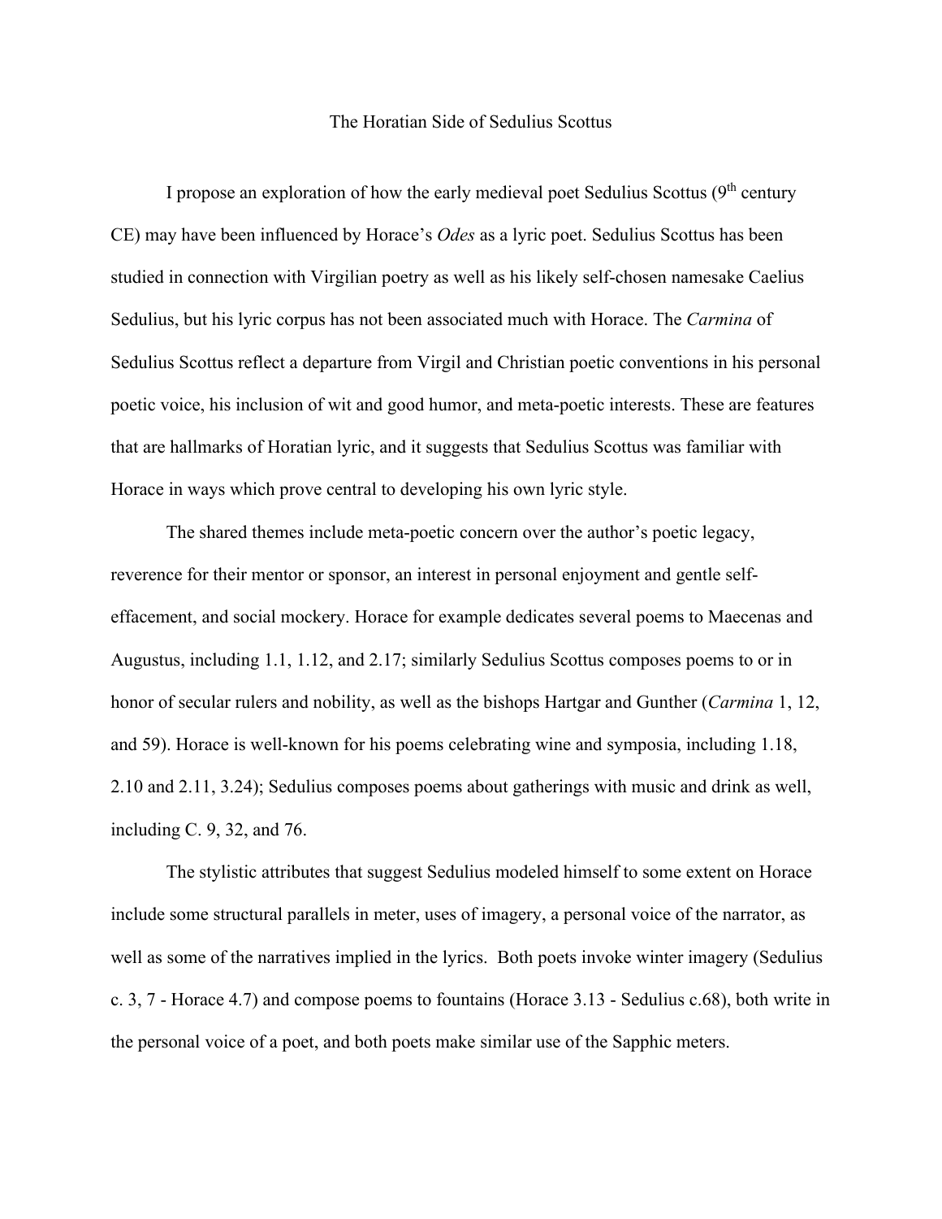# The Horatian Side of Sedulius Scottus

I propose an exploration of how the early medieval poet Sedulius Scottus (9th century CE) may have been influenced by Horace's *Odes* as a lyric poet. Sedulius Scottus has been studied in connection with Virgilian poetry as well as his likely self-chosen namesake Caelius Sedulius, but his lyric corpus has not been associated much with Horace. The *Carmina* of Sedulius Scottus reflect a departure from Virgil and Christian poetic conventions in his personal poetic voice, his inclusion of wit and good humor, and meta-poetic interests. These are features that are hallmarks of Horatian lyric, and it suggests that Sedulius Scottus was familiar with Horace in ways which prove central to developing his own lyric style.

The shared themes include meta-poetic concern over the author's poetic legacy, reverence for their mentor or sponsor, an interest in personal enjoyment and gentle self-effacement, and social mockery. Horace for example dedicates several poems to Maecenas and Augustus, including 1.1, 1.12, and 2.17; similarly Sedulius Scottus composes poems to or in honor of secular rulers and nobility, as well as the bishops Hartgar and Gunther (*Carmina* 1, 12, and 59). Horace is well-known for his poems celebrating wine and symposia, including 1.18, 2.10 and 2.11, 3.24); Sedulius composes poems about gatherings with music and drink as well, including C. 9, 32, and 76.

The stylistic attributes that suggest Sedulius modeled himself to some extent on Horace include some structural parallels in meter, uses of imagery, a personal voice of the narrator, as well as some of the narratives implied in the lyrics. Both poets invoke winter imagery (Sedulius c. 3, 7 - Horace 4.7) and compose poems to fountains (Horace 3.13 - Sedulius c.68), both write in the personal voice of a poet, and both poets make similar use of the Sapphic meters.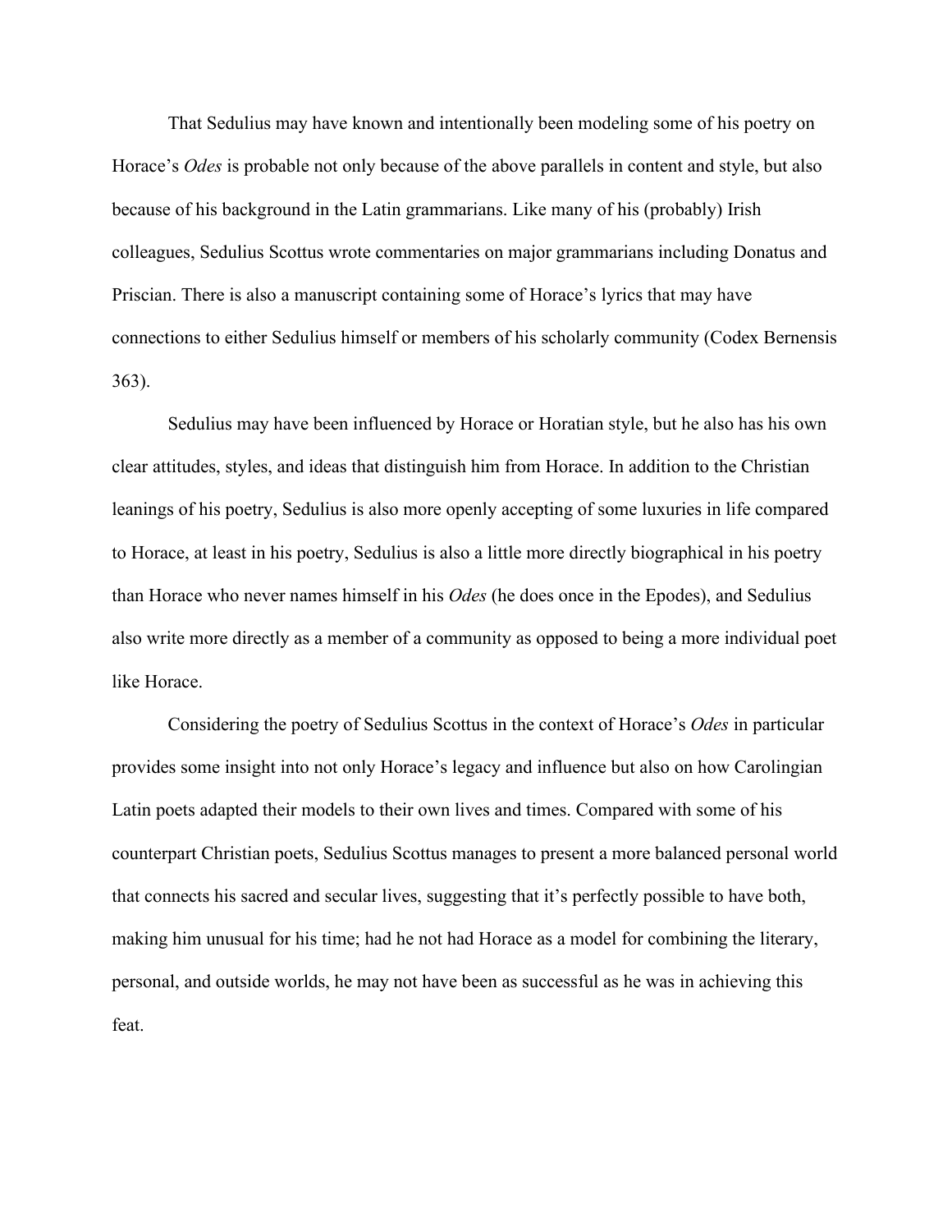That Sedulius may have known and intentionally been modeling some of his poetry on Horace's *Odes* is probable not only because of the above parallels in content and style, but also because of his background in the Latin grammarians. Like many of his (probably) Irish colleagues, Sedulius Scottus wrote commentaries on major grammarians including Donatus and Priscian. There is also a manuscript containing some of Horace's lyrics that may have connections to either Sedulius himself or members of his scholarly community (Codex Bernensis 363).

Sedulius may have been influenced by Horace or Horatian style, but he also has his own clear attitudes, styles, and ideas that distinguish him from Horace. In addition to the Christian leanings of his poetry, Sedulius is also more openly accepting of some luxuries in life compared to Horace, at least in his poetry, Sedulius is also a little more directly biographical in his poetry than Horace who never names himself in his *Odes* (he does once in the Epodes), and Sedulius also write more directly as a member of a community as opposed to being a more individual poet like Horace.

Considering the poetry of Sedulius Scottus in the context of Horace's *Odes* in particular provides some insight into not only Horace's legacy and influence but also on how Carolingian Latin poets adapted their models to their own lives and times. Compared with some of his counterpart Christian poets, Sedulius Scottus manages to present a more balanced personal world that connects his sacred and secular lives, suggesting that it's perfectly possible to have both, making him unusual for his time; had he not had Horace as a model for combining the literary, personal, and outside worlds, he may not have been as successful as he was in achieving this feat.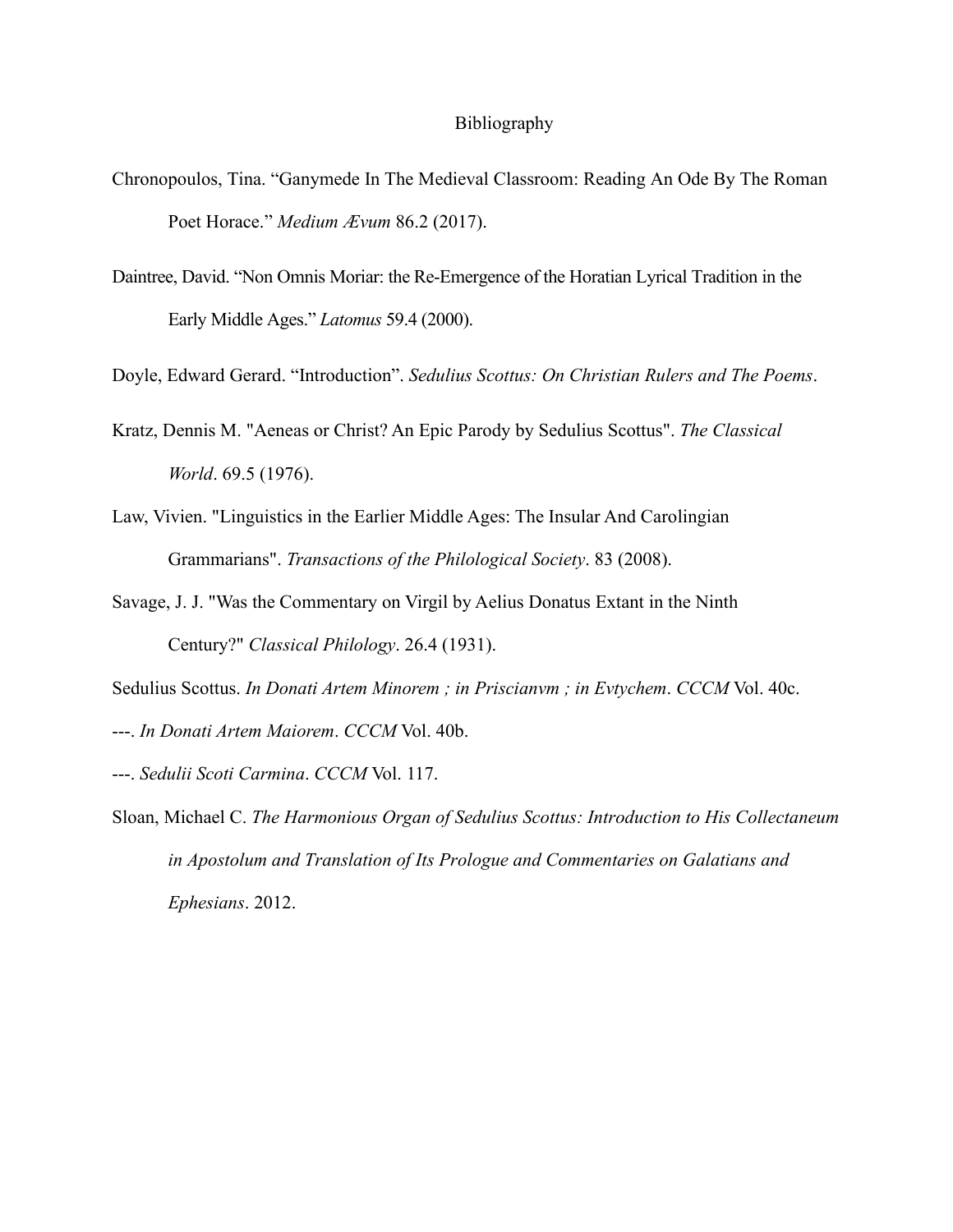# Bibliography

Chronopoulos, Tina. "Ganymede In The Medieval Classroom: Reading An Ode By The Roman Poet Horace." *Medium Ævum* 86.2 (2017).

Daintree, David. "Non Omnis Moriar: the Re-Emergence of the Horatian Lyrical Tradition in the Early Middle Ages." *Latomus* 59.4 (2000).

Doyle, Edward Gerard. "Introduction". *Sedulius Scottus: On Christian Rulers and The Poems*.

Kratz, Dennis M. "Aeneas or Christ? An Epic Parody by Sedulius Scottus". *The Classical World*. 69.5 (1976).

Law, Vivien. "Linguistics in the Earlier Middle Ages: The Insular And Carolingian Grammarians". *Transactions of the Philological Society*. 83 (2008).

Savage, J. J. "Was the Commentary on Virgil by Aelius Donatus Extant in the Ninth Century?" *Classical Philology*. 26.4 (1931).

Sedulius Scottus. *In Donati Artem Minorem ; in Priscianvm ; in Evtychem*. *CCCM* Vol. 40c.

---. *In Donati Artem Maiorem*. *CCCM* Vol. 40b.

---. *Sedulii Scoti Carmina*. *CCCM* Vol. 117.

Sloan, Michael C. *The Harmonious Organ of Sedulius Scottus: Introduction to His Collectaneum in Apostolum and Translation of Its Prologue and Commentaries on Galatians and Ephesians*. 2012.